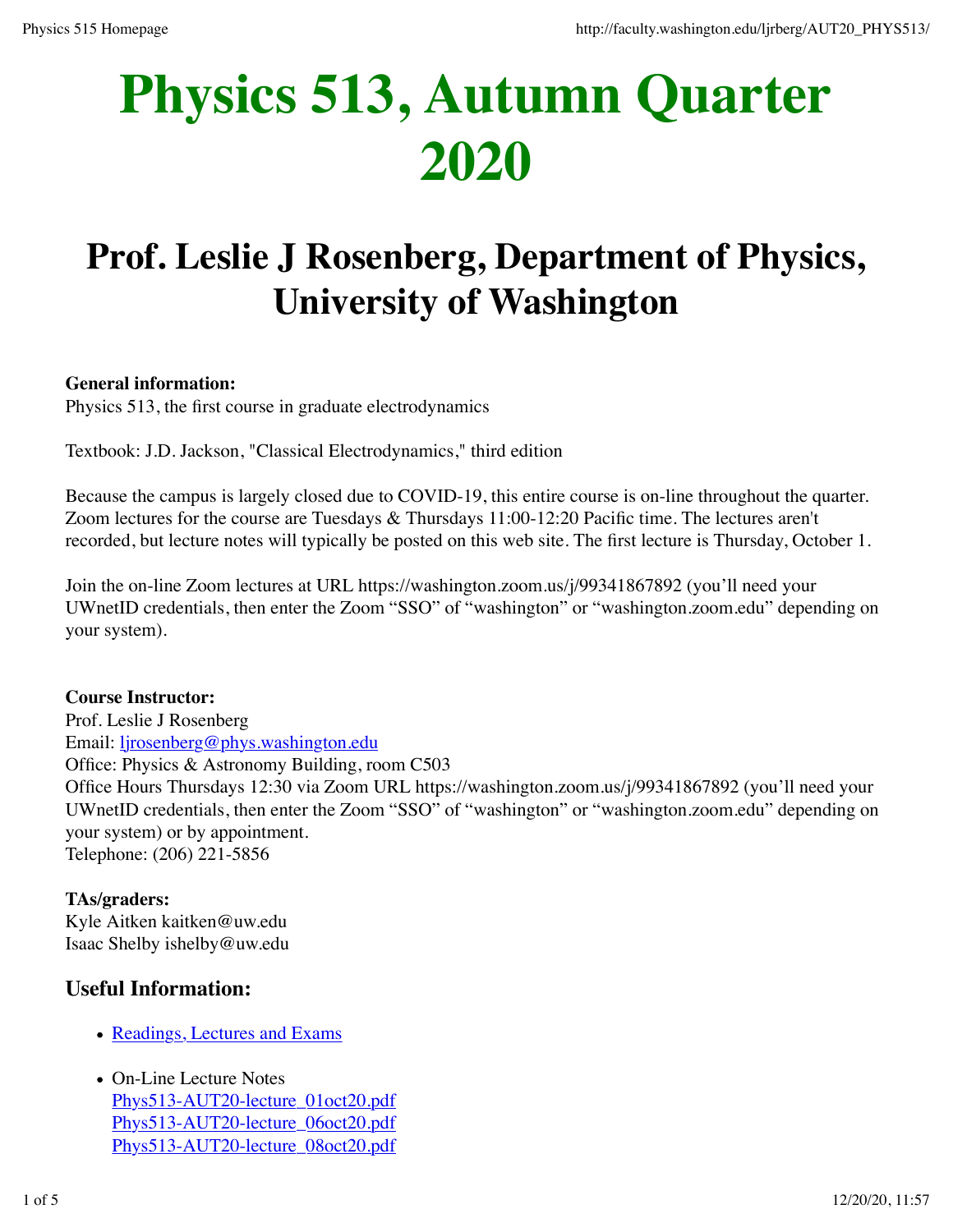# Physics 513, Autumn Quarter 2020

## Prof. Leslie J Rosenberg, Department of Physics, University of Washington

**General information:**
Physics 513, the first course in graduate electrodynamics

Textbook: J.D. Jackson, "Classical Electrodynamics," third edition

Because the campus is largely closed due to COVID-19, this entire course is on-line throughout the quarter. Zoom lectures for the course are Tuesdays & Thursdays 11:00-12:20 Pacific time. The lectures aren't recorded, but lecture notes will typically be posted on this web site. The first lecture is Thursday, October 1.

Join the on-line Zoom lectures at URL https://washington.zoom.us/j/99341867892 (you'll need your UWnetID credentials, then enter the Zoom "SSO" of "washington" or "washington.zoom.edu" depending on your system).

**Course Instructor:**
Prof. Leslie J Rosenberg
Email: ljrosenberg@phys.washington.edu
Office: Physics & Astronomy Building, room C503
Office Hours Thursdays 12:30 via Zoom URL https://washington.zoom.us/j/99341867892 (you'll need your UWnetID credentials, then enter the Zoom "SSO" of "washington" or "washington.zoom.edu" depending on your system) or by appointment.
Telephone: (206) 221-5856

**TAs/graders:**
Kyle Aitken kaitken@uw.edu
Isaac Shelby ishelby@uw.edu

### Useful Information:

- Readings, Lectures and Exams
- On-Line Lecture Notes
  Phys513-AUT20-lecture_01oct20.pdf
  Phys513-AUT20-lecture_06oct20.pdf
  Phys513-AUT20-lecture_08oct20.pdf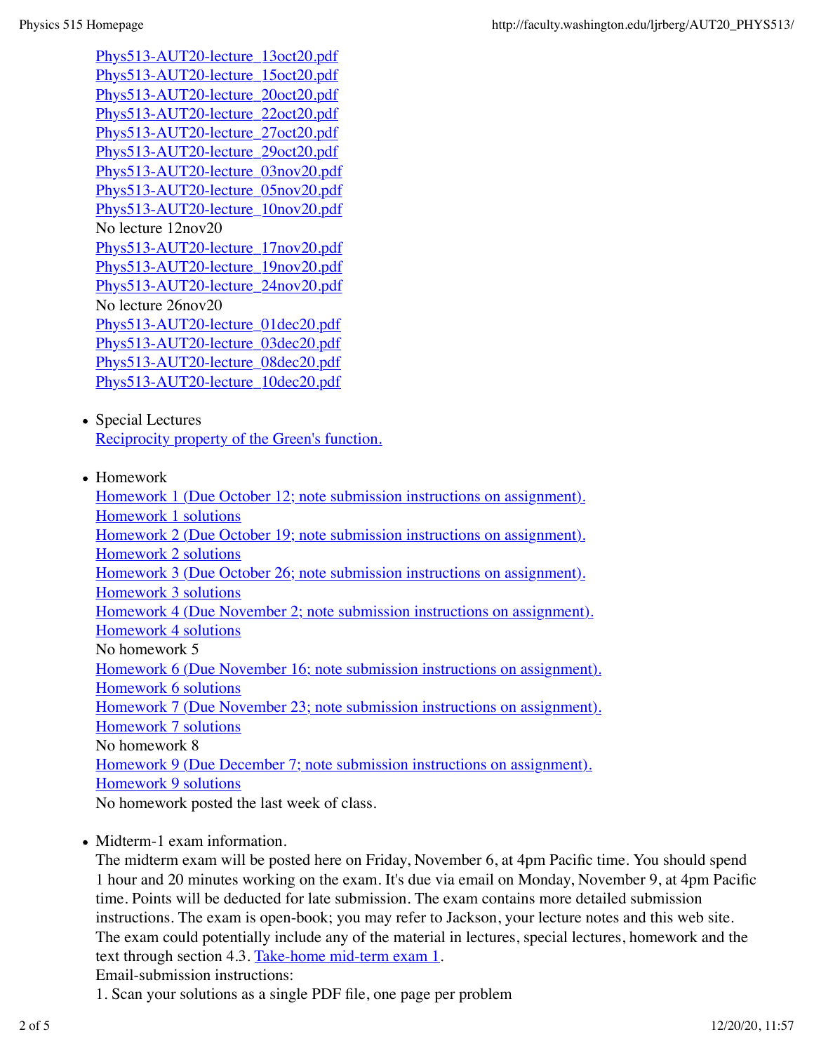Phys513-AUT20-lecture_13oct20.pdf
Phys513-AUT20-lecture_15oct20.pdf
Phys513-AUT20-lecture_20oct20.pdf
Phys513-AUT20-lecture_22oct20.pdf
Phys513-AUT20-lecture_27oct20.pdf
Phys513-AUT20-lecture_29oct20.pdf
Phys513-AUT20-lecture_03nov20.pdf
Phys513-AUT20-lecture_05nov20.pdf
Phys513-AUT20-lecture_10nov20.pdf
No lecture 12nov20
Phys513-AUT20-lecture_17nov20.pdf
Phys513-AUT20-lecture_19nov20.pdf
Phys513-AUT20-lecture_24nov20.pdf
No lecture 26nov20
Phys513-AUT20-lecture_01dec20.pdf
Phys513-AUT20-lecture_03dec20.pdf
Phys513-AUT20-lecture_08dec20.pdf
Phys513-AUT20-lecture_10dec20.pdf

- Special Lectures
  Reciprocity property of the Green's function.

- Homework
  Homework 1 (Due October 12; note submission instructions on assignment).
  Homework 1 solutions
  Homework 2 (Due October 19; note submission instructions on assignment).
  Homework 2 solutions
  Homework 3 (Due October 26; note submission instructions on assignment).
  Homework 3 solutions
  Homework 4 (Due November 2; note submission instructions on assignment).
  Homework 4 solutions
  No homework 5
  Homework 6 (Due November 16; note submission instructions on assignment).
  Homework 6 solutions
  Homework 7 (Due November 23; note submission instructions on assignment).
  Homework 7 solutions
  No homework 8
  Homework 9 (Due December 7; note submission instructions on assignment).
  Homework 9 solutions
  No homework posted the last week of class.

- Midterm-1 exam information.
  The midterm exam will be posted here on Friday, November 6, at 4pm Pacific time. You should spend 1 hour and 20 minutes working on the exam. It's due via email on Monday, November 9, at 4pm Pacific time. Points will be deducted for late submission. The exam contains more detailed submission instructions. The exam is open-book; you may refer to Jackson, your lecture notes and this web site. The exam could potentially include any of the material in lectures, special lectures, homework and the text through section 4.3. Take-home mid-term exam 1.
  Email-submission instructions:
  1. Scan your solutions as a single PDF file, one page per problem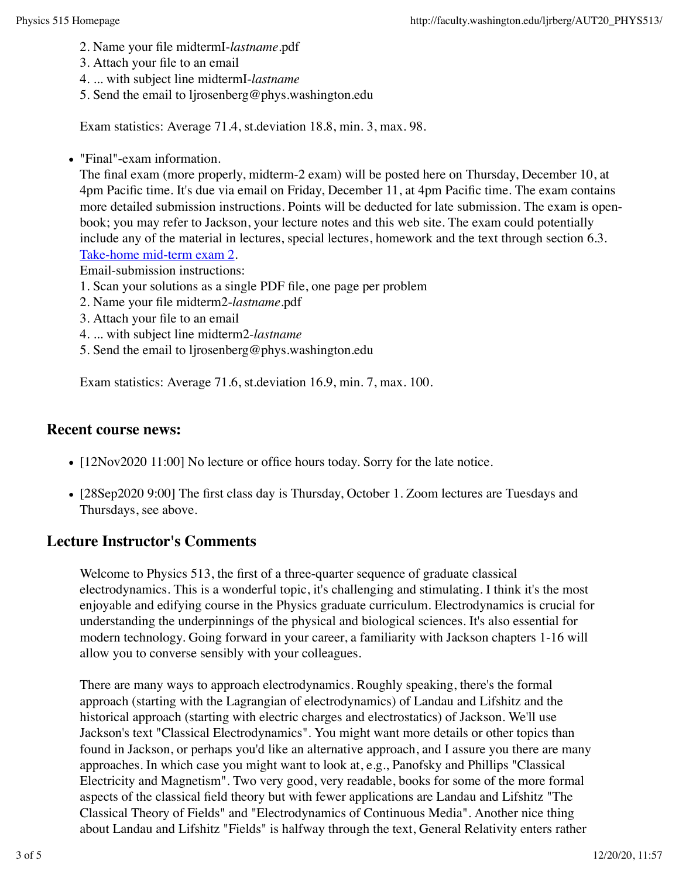2. Name your file midtermI-*lastname*.pdf
3. Attach your file to an email
4. ... with subject line midtermI-*lastname*
5. Send the email to ljrosenberg@phys.washington.edu

Exam statistics: Average 71.4, st.deviation 18.8, min. 3, max. 98.

- "Final"-exam information.
The final exam (more properly, midterm-2 exam) will be posted here on Thursday, December 10, at 4pm Pacific time. It's due via email on Friday, December 11, at 4pm Pacific time. The exam contains more detailed submission instructions. Points will be deducted for late submission. The exam is open-book; you may refer to Jackson, your lecture notes and this web site. The exam could potentially include any of the material in lectures, special lectures, homework and the text through section 6.3. Take-home mid-term exam 2.
Email-submission instructions:
1. Scan your solutions as a single PDF file, one page per problem
2. Name your file midterm2-*lastname*.pdf
3. Attach your file to an email
4. ... with subject line midterm2-*lastname*
5. Send the email to ljrosenberg@phys.washington.edu

Exam statistics: Average 71.6, st.deviation 16.9, min. 7, max. 100.

## Recent course news:

- [12Nov2020 11:00] No lecture or office hours today. Sorry for the late notice.
- [28Sep2020 9:00] The first class day is Thursday, October 1. Zoom lectures are Tuesdays and Thursdays, see above.

## Lecture Instructor's Comments

Welcome to Physics 513, the first of a three-quarter sequence of graduate classical electrodynamics. This is a wonderful topic, it's challenging and stimulating. I think it's the most enjoyable and edifying course in the Physics graduate curriculum. Electrodynamics is crucial for understanding the underpinnings of the physical and biological sciences. It's also essential for modern technology. Going forward in your career, a familiarity with Jackson chapters 1-16 will allow you to converse sensibly with your colleagues.

There are many ways to approach electrodynamics. Roughly speaking, there's the formal approach (starting with the Lagrangian of electrodynamics) of Landau and Lifshitz and the historical approach (starting with electric charges and electrostatics) of Jackson. We'll use Jackson's text "Classical Electrodynamics". You might want more details or other topics than found in Jackson, or perhaps you'd like an alternative approach, and I assure you there are many approaches. In which case you might want to look at, e.g., Panofsky and Phillips "Classical Electricity and Magnetism". Two very good, very readable, books for some of the more formal aspects of the classical field theory but with fewer applications are Landau and Lifshitz "The Classical Theory of Fields" and "Electrodynamics of Continuous Media". Another nice thing about Landau and Lifshitz "Fields" is halfway through the text, General Relativity enters rather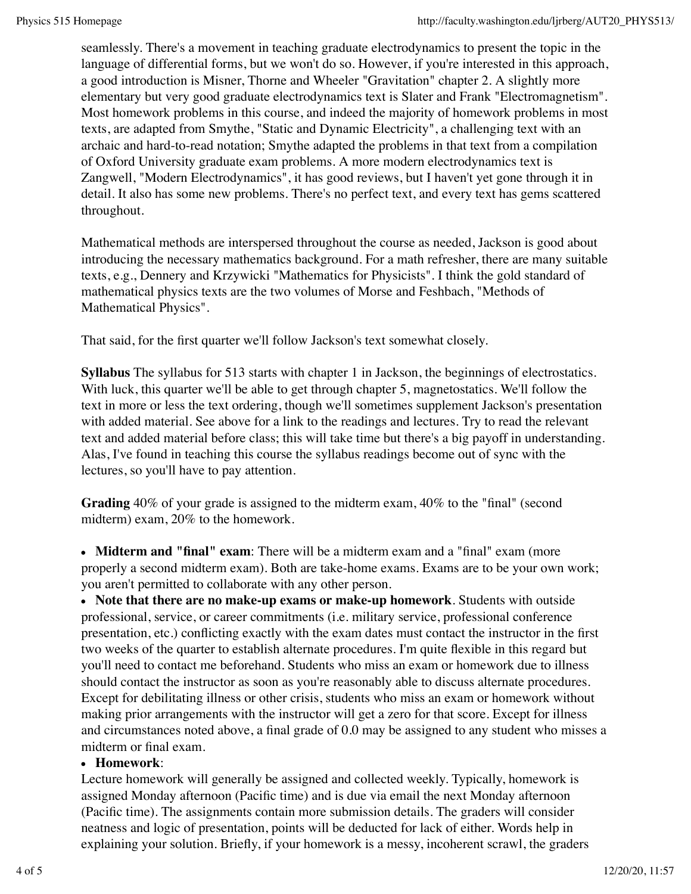seamlessly. There's a movement in teaching graduate electrodynamics to present the topic in the language of differential forms, but we won't do so. However, if you're interested in this approach, a good introduction is Misner, Thorne and Wheeler "Gravitation" chapter 2. A slightly more elementary but very good graduate electrodynamics text is Slater and Frank "Electromagnetism". Most homework problems in this course, and indeed the majority of homework problems in most texts, are adapted from Smythe, "Static and Dynamic Electricity", a challenging text with an archaic and hard-to-read notation; Smythe adapted the problems in that text from a compilation of Oxford University graduate exam problems. A more modern electrodynamics text is Zangwell, "Modern Electrodynamics", it has good reviews, but I haven't yet gone through it in detail. It also has some new problems. There's no perfect text, and every text has gems scattered throughout.

Mathematical methods are interspersed throughout the course as needed, Jackson is good about introducing the necessary mathematics background. For a math refresher, there are many suitable texts, e.g., Dennery and Krzywicki "Mathematics for Physicists". I think the gold standard of mathematical physics texts are the two volumes of Morse and Feshbach, "Methods of Mathematical Physics".

That said, for the first quarter we'll follow Jackson's text somewhat closely.

**Syllabus** The syllabus for 513 starts with chapter 1 in Jackson, the beginnings of electrostatics. With luck, this quarter we'll be able to get through chapter 5, magnetostatics. We'll follow the text in more or less the text ordering, though we'll sometimes supplement Jackson's presentation with added material. See above for a link to the readings and lectures. Try to read the relevant text and added material before class; this will take time but there's a big payoff in understanding. Alas, I've found in teaching this course the syllabus readings become out of sync with the lectures, so you'll have to pay attention.

**Grading** 40% of your grade is assigned to the midterm exam, 40% to the "final" (second midterm) exam, 20% to the homework.

- **Midterm and "final" exam**: There will be a midterm exam and a "final" exam (more properly a second midterm exam). Both are take-home exams. Exams are to be your own work; you aren't permitted to collaborate with any other person.
- **Note that there are no make-up exams or make-up homework**. Students with outside professional, service, or career commitments (i.e. military service, professional conference presentation, etc.) conflicting exactly with the exam dates must contact the instructor in the first two weeks of the quarter to establish alternate procedures. I'm quite flexible in this regard but you'll need to contact me beforehand. Students who miss an exam or homework due to illness should contact the instructor as soon as you're reasonably able to discuss alternate procedures. Except for debilitating illness or other crisis, students who miss an exam or homework without making prior arrangements with the instructor will get a zero for that score. Except for illness and circumstances noted above, a final grade of 0.0 may be assigned to any student who misses a midterm or final exam.
- **Homework**:

Lecture homework will generally be assigned and collected weekly. Typically, homework is assigned Monday afternoon (Pacific time) and is due via email the next Monday afternoon (Pacific time). The assignments contain more submission details. The graders will consider neatness and logic of presentation, points will be deducted for lack of either. Words help in explaining your solution. Briefly, if your homework is a messy, incoherent scrawl, the graders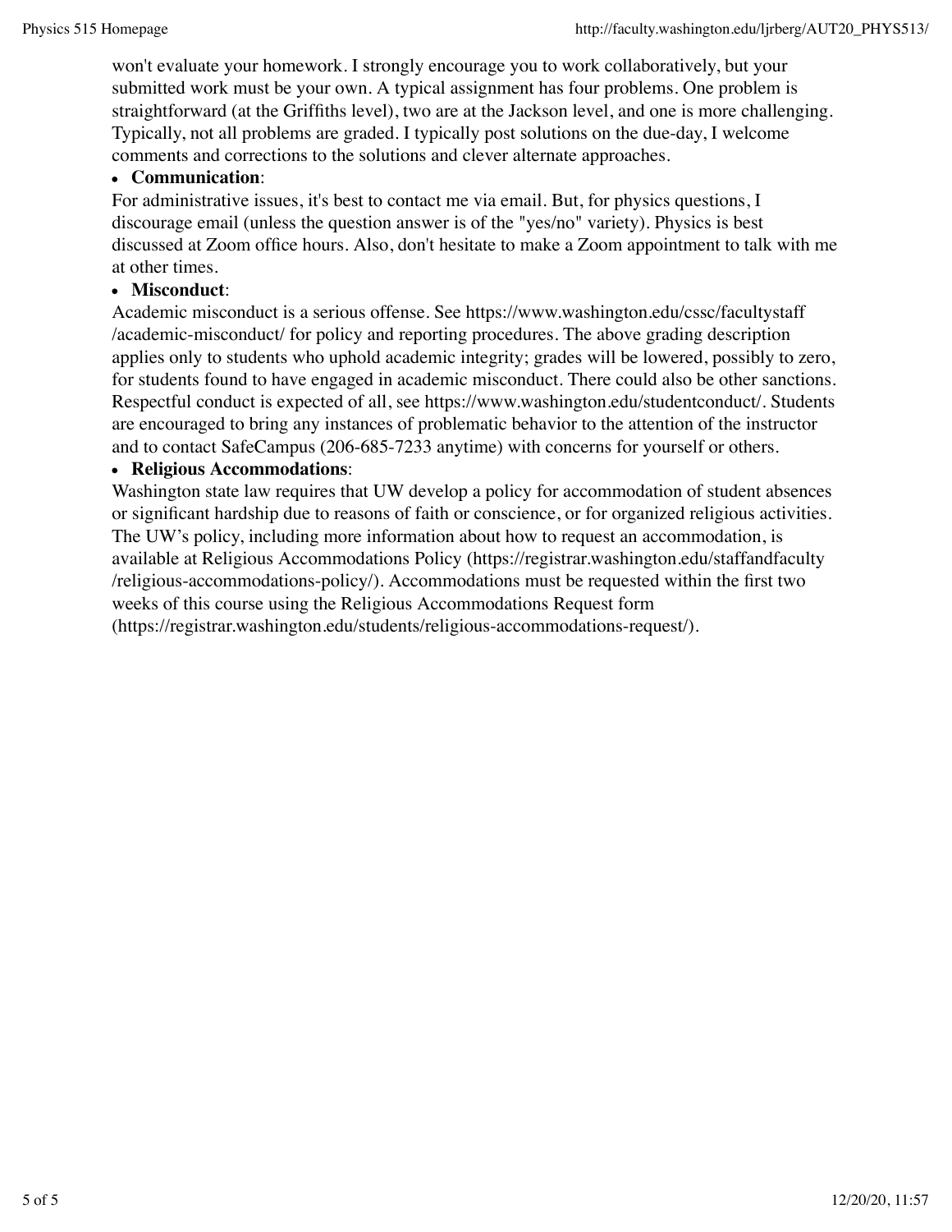won't evaluate your homework. I strongly encourage you to work collaboratively, but your submitted work must be your own. A typical assignment has four problems. One problem is straightforward (at the Griffiths level), two are at the Jackson level, and one is more challenging. Typically, not all problems are graded. I typically post solutions on the due-day, I welcome comments and corrections to the solutions and clever alternate approaches.

- **Communication**:
For administrative issues, it's best to contact me via email. But, for physics questions, I discourage email (unless the question answer is of the "yes/no" variety). Physics is best discussed at Zoom office hours. Also, don't hesitate to make a Zoom appointment to talk with me at other times.
- **Misconduct**:
Academic misconduct is a serious offense. See https://www.washington.edu/cssc/facultystaff/academic-misconduct/ for policy and reporting procedures. The above grading description applies only to students who uphold academic integrity; grades will be lowered, possibly to zero, for students found to have engaged in academic misconduct. There could also be other sanctions. Respectful conduct is expected of all, see https://www.washington.edu/studentconduct/. Students are encouraged to bring any instances of problematic behavior to the attention of the instructor and to contact SafeCampus (206-685-7233 anytime) with concerns for yourself or others.
- **Religious Accommodations**:
Washington state law requires that UW develop a policy for accommodation of student absences or significant hardship due to reasons of faith or conscience, or for organized religious activities. The UW's policy, including more information about how to request an accommodation, is available at Religious Accommodations Policy (https://registrar.washington.edu/staffandfaculty/religious-accommodations-policy/). Accommodations must be requested within the first two weeks of this course using the Religious Accommodations Request form (https://registrar.washington.edu/students/religious-accommodations-request/).